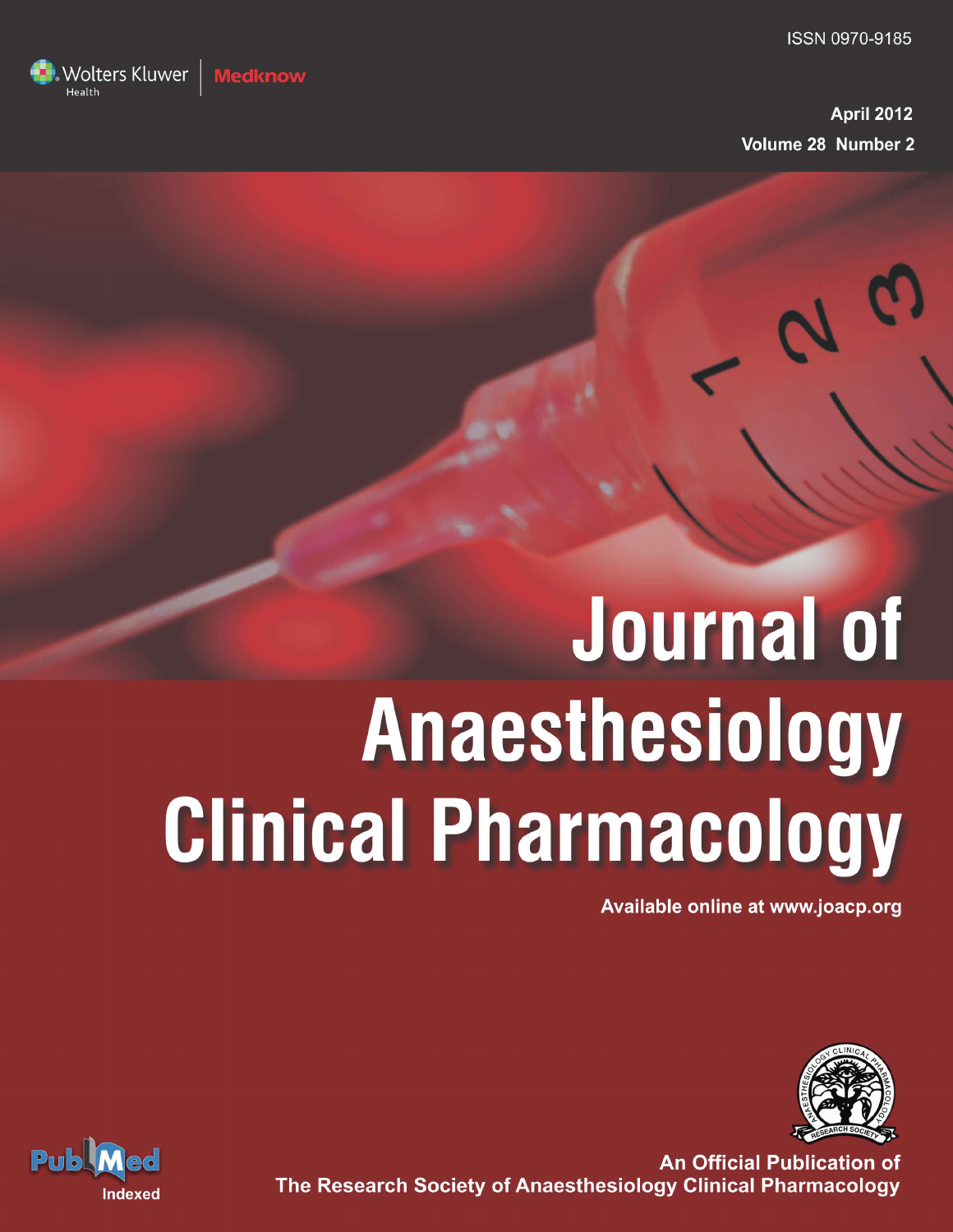ISSN 0970-9185

Wolters Kluwer Health | Medknow

April 2012
Volume 28 Number 2

# Journal of Anaesthesiology Clinical Pharmacology

Available online at www.joacp.org

PubMed Indexed

An Official Publication of
The Research Society of Anaesthesiology Clinical Pharmacology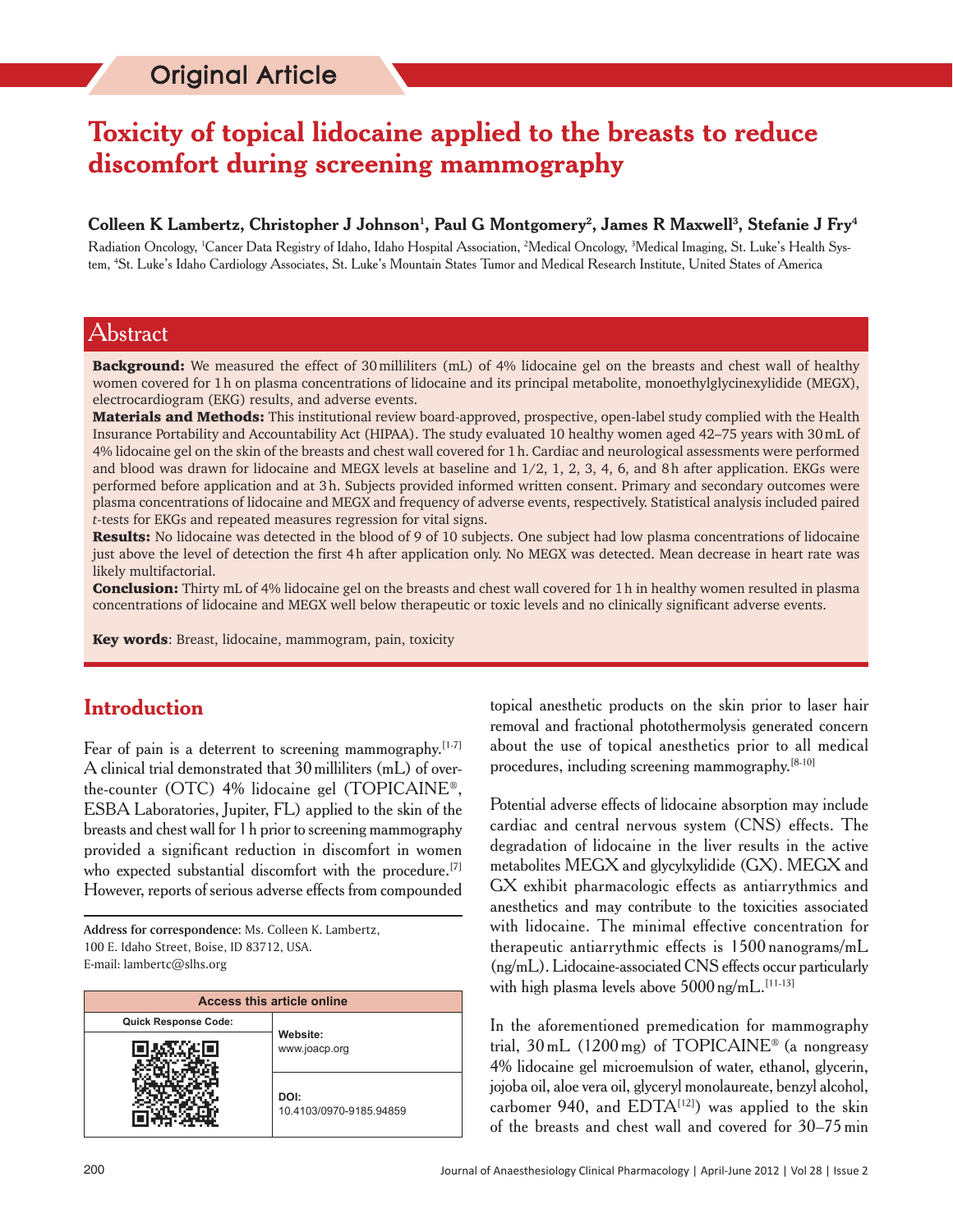Original Article

# Toxicity of topical lidocaine applied to the breasts to reduce discomfort during screening mammography

**Colleen K Lambertz, Christopher J Johnson[1], Paul G Montgomery[2], James R Maxwell[3], Stefanie J Fry[4]**

Radiation Oncology, [1]Cancer Data Registry of Idaho, Idaho Hospital Association, [2]Medical Oncology, [3]Medical Imaging, St. Luke's Health System, [4]St. Luke's Idaho Cardiology Associates, St. Luke's Mountain States Tumor and Medical Research Institute, United States of America

## Abstract

**Background:** We measured the effect of 30 milliliters (mL) of 4% lidocaine gel on the breasts and chest wall of healthy women covered for 1 h on plasma concentrations of lidocaine and its principal metabolite, monoethylglycinexylidide (MEGX), electrocardiogram (EKG) results, and adverse events.

**Materials and Methods:** This institutional review board-approved, prospective, open-label study complied with the Health Insurance Portability and Accountability Act (HIPAA). The study evaluated 10 healthy women aged 42–75 years with 30 mL of 4% lidocaine gel on the skin of the breasts and chest wall covered for 1 h. Cardiac and neurological assessments were performed and blood was drawn for lidocaine and MEGX levels at baseline and 1/2, 1, 2, 3, 4, 6, and 8 h after application. EKGs were performed before application and at 3 h. Subjects provided informed written consent. Primary and secondary outcomes were plasma concentrations of lidocaine and MEGX and frequency of adverse events, respectively. Statistical analysis included paired *t*-tests for EKGs and repeated measures regression for vital signs.

**Results:** No lidocaine was detected in the blood of 9 of 10 subjects. One subject had low plasma concentrations of lidocaine just above the level of detection the first 4 h after application only. No MEGX was detected. Mean decrease in heart rate was likely multifactorial.

**Conclusion:** Thirty mL of 4% lidocaine gel on the breasts and chest wall covered for 1 h in healthy women resulted in plasma concentrations of lidocaine and MEGX well below therapeutic or toxic levels and no clinically significant adverse events.

**Key words**: Breast, lidocaine, mammogram, pain, toxicity

## Introduction

Fear of pain is a deterrent to screening mammography.[1-7] A clinical trial demonstrated that 30 milliliters (mL) of over-the-counter (OTC) 4% lidocaine gel (TOPICAINE®, ESBA Laboratories, Jupiter, FL) applied to the skin of the breasts and chest wall for 1 h prior to screening mammography provided a significant reduction in discomfort in women who expected substantial discomfort with the procedure.[7] However, reports of serious adverse effects from compounded topical anesthetic products on the skin prior to laser hair removal and fractional photothermolysis generated concern about the use of topical anesthetics prior to all medical procedures, including screening mammography.[8-10]

Potential adverse effects of lidocaine absorption may include cardiac and central nervous system (CNS) effects. The degradation of lidocaine in the liver results in the active metabolites MEGX and glycylxylidide (GX). MEGX and GX exhibit pharmacologic effects as antiarrythmics and anesthetics and may contribute to the toxicities associated with lidocaine. The minimal effective concentration for therapeutic antiarrythmic effects is 1500 nanograms/mL (ng/mL). Lidocaine-associated CNS effects occur particularly with high plasma levels above 5000 ng/mL.[11-13]

In the aforementioned premedication for mammography trial, 30 mL (1200 mg) of TOPICAINE® (a nongreasy 4% lidocaine gel microemulsion of water, ethanol, glycerin, jojoba oil, aloe vera oil, glyceryl monolaureate, benzyl alcohol, carbomer 940, and EDTA[12]) was applied to the skin of the breasts and chest wall and covered for 30–75 min

**Address for correspondence**: Ms. Colleen K. Lambertz, 100 E. Idaho Street, Boise, ID 83712, USA. E-mail: lambertc@slhs.org

| Access this article online | |
|---|---|
| Quick Response Code: | Website: www.joacp.org |
| | DOI: 10.4103/0970-9185.94859 |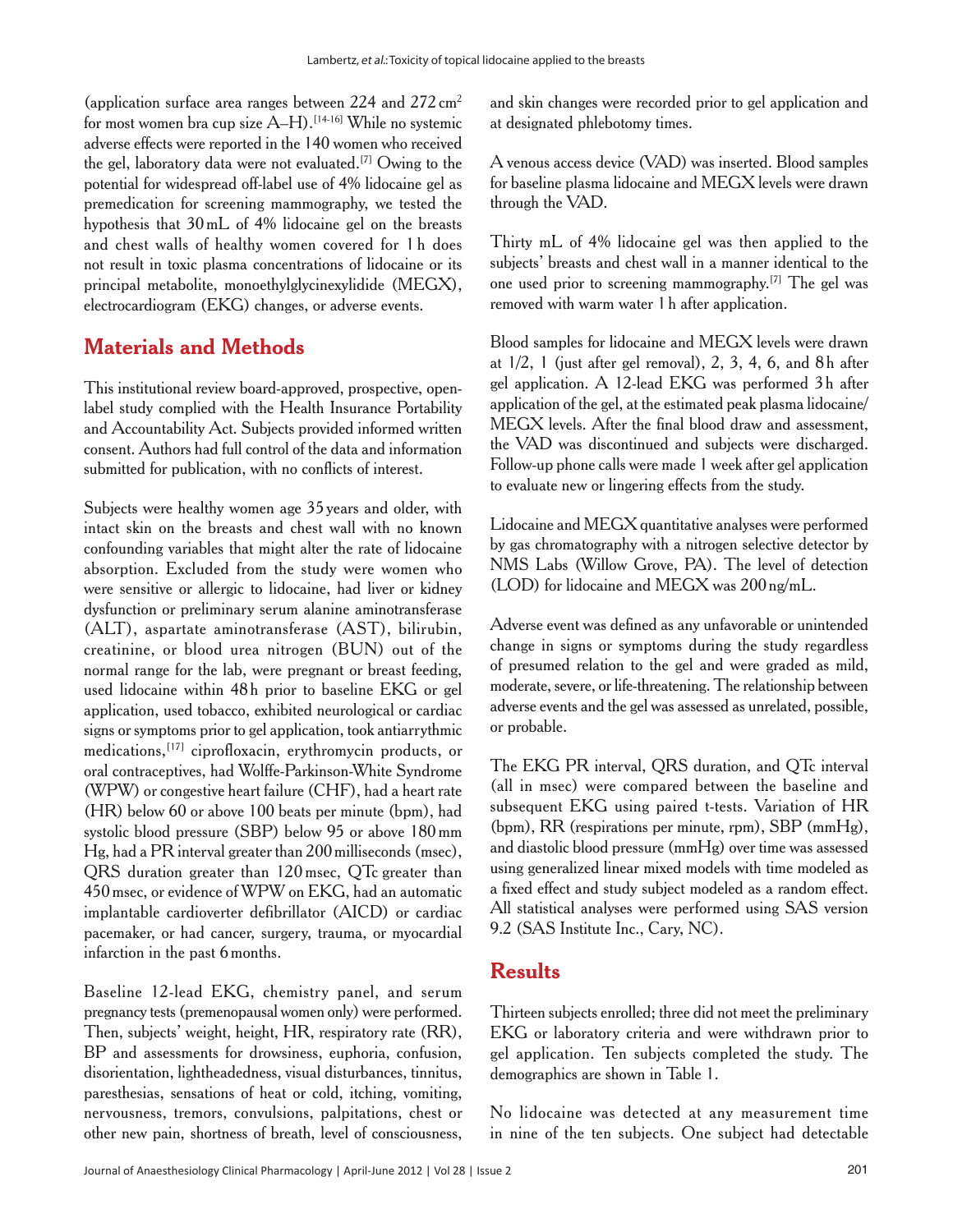(application surface area ranges between 224 and 272 $cm^2$ for most women bra cup size A–H).[14-16] While no systemic adverse effects were reported in the 140 women who received the gel, laboratory data were not evaluated.[7] Owing to the potential for widespread off-label use of 4% lidocaine gel as premedication for screening mammography, we tested the hypothesis that 30 mL of 4% lidocaine gel on the breasts and chest walls of healthy women covered for 1 h does not result in toxic plasma concentrations of lidocaine or its principal metabolite, monoethylglycinexylidide (MEGX), electrocardiogram (EKG) changes, or adverse events.

## Materials and Methods

This institutional review board-approved, prospective, open-label study complied with the Health Insurance Portability and Accountability Act. Subjects provided informed written consent. Authors had full control of the data and information submitted for publication, with no conflicts of interest.

Subjects were healthy women age 35 years and older, with intact skin on the breasts and chest wall with no known confounding variables that might alter the rate of lidocaine absorption. Excluded from the study were women who were sensitive or allergic to lidocaine, had liver or kidney dysfunction or preliminary serum alanine aminotransferase (ALT), aspartate aminotransferase (AST), bilirubin, creatinine, or blood urea nitrogen (BUN) out of the normal range for the lab, were pregnant or breast feeding, used lidocaine within 48 h prior to baseline EKG or gel application, used tobacco, exhibited neurological or cardiac signs or symptoms prior to gel application, took antiarrythmic medications,[17] ciprofloxacin, erythromycin products, or oral contraceptives, had Wolffe-Parkinson-White Syndrome (WPW) or congestive heart failure (CHF), had a heart rate (HR) below 60 or above 100 beats per minute (bpm), had systolic blood pressure (SBP) below 95 or above 180 mm Hg, had a PR interval greater than 200 milliseconds (msec), QRS duration greater than 120 msec, QTc greater than 450 msec, or evidence of WPW on EKG, had an automatic implantable cardioverter defibrillator (AICD) or cardiac pacemaker, or had cancer, surgery, trauma, or myocardial infarction in the past 6 months.

Baseline 12-lead EKG, chemistry panel, and serum pregnancy tests (premenopausal women only) were performed. Then, subjects' weight, height, HR, respiratory rate (RR), BP and assessments for drowsiness, euphoria, confusion, disorientation, lightheadedness, visual disturbances, tinnitus, paresthesias, sensations of heat or cold, itching, vomiting, nervousness, tremors, convulsions, palpitations, chest or other new pain, shortness of breath, level of consciousness, and skin changes were recorded prior to gel application and at designated phlebotomy times.

A venous access device (VAD) was inserted. Blood samples for baseline plasma lidocaine and MEGX levels were drawn through the VAD.

Thirty mL of 4% lidocaine gel was then applied to the subjects' breasts and chest wall in a manner identical to the one used prior to screening mammography.[7] The gel was removed with warm water 1 h after application.

Blood samples for lidocaine and MEGX levels were drawn at 1/2, 1 (just after gel removal), 2, 3, 4, 6, and 8 h after gel application. A 12-lead EKG was performed 3 h after application of the gel, at the estimated peak plasma lidocaine/MEGX levels. After the final blood draw and assessment, the VAD was discontinued and subjects were discharged. Follow-up phone calls were made 1 week after gel application to evaluate new or lingering effects from the study.

Lidocaine and MEGX quantitative analyses were performed by gas chromatography with a nitrogen selective detector by NMS Labs (Willow Grove, PA). The level of detection (LOD) for lidocaine and MEGX was 200 ng/mL.

Adverse event was defined as any unfavorable or unintended change in signs or symptoms during the study regardless of presumed relation to the gel and were graded as mild, moderate, severe, or life-threatening. The relationship between adverse events and the gel was assessed as unrelated, possible, or probable.

The EKG PR interval, QRS duration, and QTc interval (all in msec) were compared between the baseline and subsequent EKG using paired t-tests. Variation of HR (bpm), RR (respirations per minute, rpm), SBP (mmHg), and diastolic blood pressure (mmHg) over time was assessed using generalized linear mixed models with time modeled as a fixed effect and study subject modeled as a random effect. All statistical analyses were performed using SAS version 9.2 (SAS Institute Inc., Cary, NC).

## Results

Thirteen subjects enrolled; three did not meet the preliminary EKG or laboratory criteria and were withdrawn prior to gel application. Ten subjects completed the study. The demographics are shown in Table 1.

No lidocaine was detected at any measurement time in nine of the ten subjects. One subject had detectable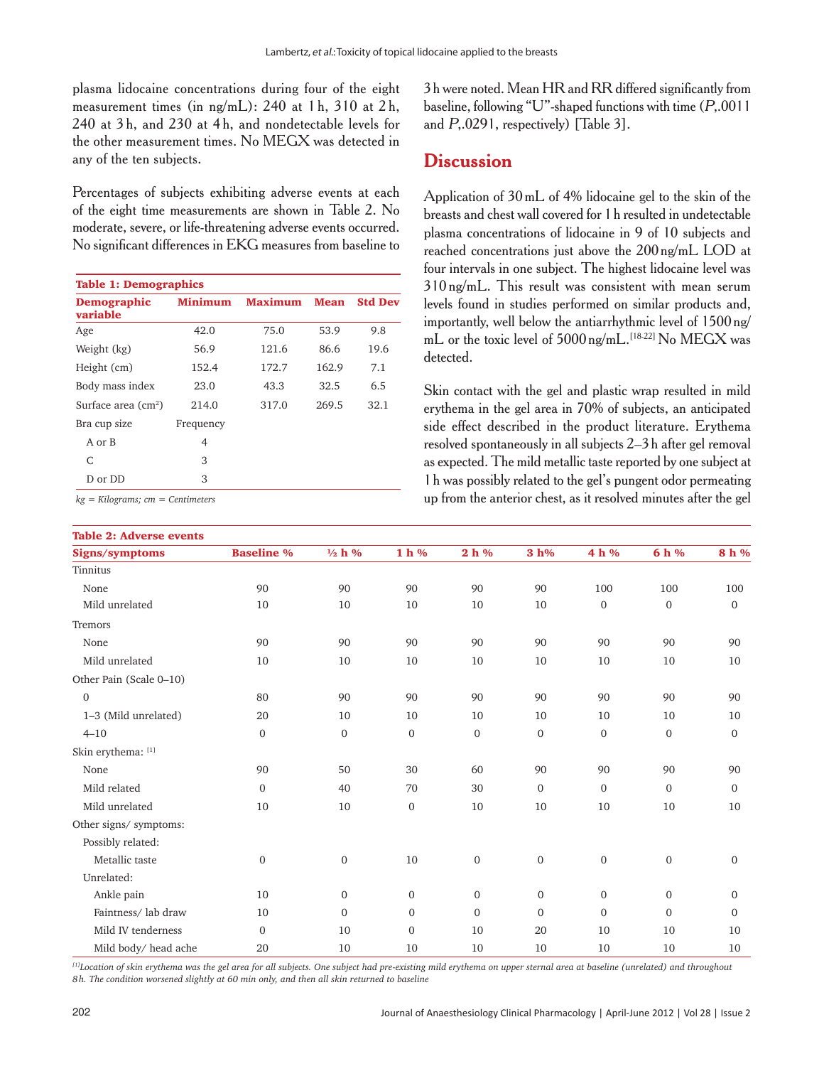plasma lidocaine concentrations during four of the eight measurement times (in ng/mL): 240 at 1 h, 310 at 2 h, 240 at 3 h, and 230 at 4 h, and nondetectable levels for the other measurement times. No MEGX was detected in any of the ten subjects.

Percentages of subjects exhibiting adverse events at each of the eight time measurements are shown in Table 2. No moderate, severe, or life-threatening adverse events occurred. No significant differences in EKG measures from baseline to 3 h were noted. Mean HR and RR differed significantly from baseline, following "U"-shaped functions with time (*P*,.0011 and *P*,.0291, respectively) [Table 3].

**Table 1: Demographics**

| Demographic variable | Minimum | Maximum | Mean | Std Dev |
|---|---|---|---|---|
| Age | 42.0 | 75.0 | 53.9 | 9.8 |
| Weight (kg) | 56.9 | 121.6 | 86.6 | 19.6 |
| Height (cm) | 152.4 | 172.7 | 162.9 | 7.1 |
| Body mass index | 23.0 | 43.3 | 32.5 | 6.5 |
| Surface area (cm$^2$) | 214.0 | 317.0 | 269.5 | 32.1 |
| Bra cup size | Frequency | | | |
| A or B | 4 | | | |
| C | 3 | | | |
| D or DD | 3 | | | |

*kg = Kilograms; cm = Centimeters*

## Discussion

Application of 30 mL of 4% lidocaine gel to the skin of the breasts and chest wall covered for 1 h resulted in undetectable plasma concentrations of lidocaine in 9 of 10 subjects and reached concentrations just above the 200 ng/mL LOD at four intervals in one subject. The highest lidocaine level was 310 ng/mL. This result was consistent with mean serum levels found in studies performed on similar products and, importantly, well below the antiarrhythmic level of 1500 ng/mL or the toxic level of 5000 ng/mL.[18-22] No MEGX was detected.

Skin contact with the gel and plastic wrap resulted in mild erythema in the gel area in 70% of subjects, an anticipated side effect described in the product literature. Erythema resolved spontaneously in all subjects 2–3 h after gel removal as expected. The mild metallic taste reported by one subject at 1 h was possibly related to the gel's pungent odor permeating up from the anterior chest, as it resolved minutes after the gel

**Table 2: Adverse events**

| Signs/symptoms | Baseline % | ½ h % | 1 h % | 2 h % | 3 h% | 4 h % | 6 h % | 8 h % |
|---|---|---|---|---|---|---|---|---|
| Tinnitus | | | | | | | | |
| None | 90 | 90 | 90 | 90 | 90 | 100 | 100 | 100 |
| Mild unrelated | 10 | 10 | 10 | 10 | 10 | 0 | 0 | 0 |
| Tremors | | | | | | | | |
| None | 90 | 90 | 90 | 90 | 90 | 90 | 90 | 90 |
| Mild unrelated | 10 | 10 | 10 | 10 | 10 | 10 | 10 | 10 |
| Other Pain (Scale 0–10) | | | | | | | | |
| 0 | 80 | 90 | 90 | 90 | 90 | 90 | 90 | 90 |
| 1–3 (Mild unrelated) | 20 | 10 | 10 | 10 | 10 | 10 | 10 | 10 |
| 4–10 | 0 | 0 | 0 | 0 | 0 | 0 | 0 | 0 |
| Skin erythema: [1] | | | | | | | | |
| None | 90 | 50 | 30 | 60 | 90 | 90 | 90 | 90 |
| Mild related | 0 | 40 | 70 | 30 | 0 | 0 | 0 | 0 |
| Mild unrelated | 10 | 10 | 0 | 10 | 10 | 10 | 10 | 10 |
| Other signs/ symptoms: | | | | | | | | |
| Possibly related: | | | | | | | | |
| Metallic taste | 0 | 0 | 10 | 0 | 0 | 0 | 0 | 0 |
| Unrelated: | | | | | | | | |
| Ankle pain | 10 | 0 | 0 | 0 | 0 | 0 | 0 | 0 |
| Faintness/ lab draw | 10 | 0 | 0 | 0 | 0 | 0 | 0 | 0 |
| Mild IV tenderness | 0 | 10 | 0 | 10 | 20 | 10 | 10 | 10 |
| Mild body/ head ache | 20 | 10 | 10 | 10 | 10 | 10 | 10 | 10 |

*[1]Location of skin erythema was the gel area for all subjects. One subject had pre-existing mild erythema on upper sternal area at baseline (unrelated) and throughout 8 h. The condition worsened slightly at 60 min only, and then all skin returned to baseline*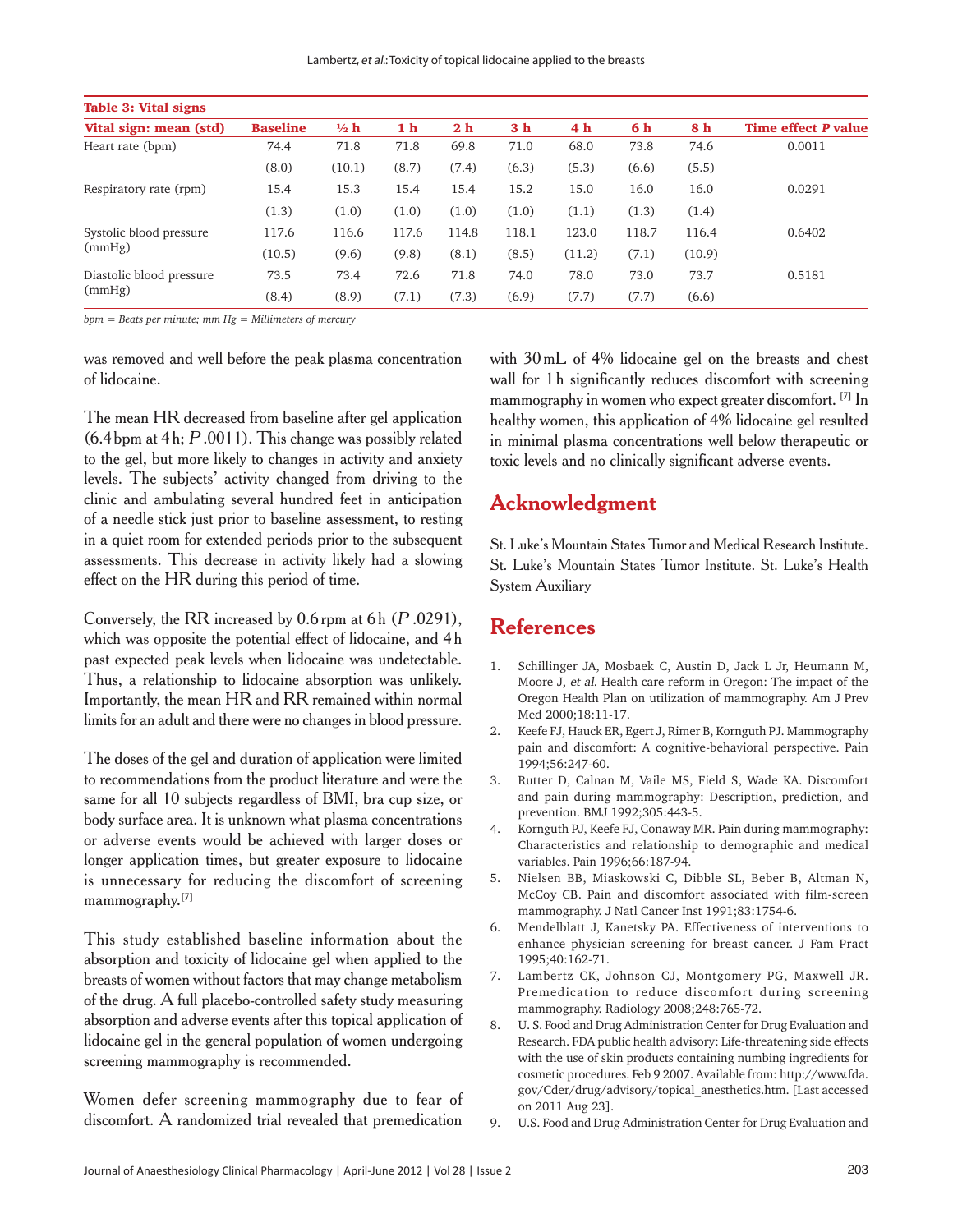**Table 3: Vital signs**

| Vital sign: mean (std) | Baseline | ½ h | 1 h | 2 h | 3 h | 4 h | 6 h | 8 h | Time effect *P* value |
|---|---|---|---|---|---|---|---|---|---|
| Heart rate (bpm) | 74.4 | 71.8 | 71.8 | 69.8 | 71.0 | 68.0 | 73.8 | 74.6 | 0.0011 |
| | (8.0) | (10.1) | (8.7) | (7.4) | (6.3) | (5.3) | (6.6) | (5.5) | |
| Respiratory rate (rpm) | 15.4 | 15.3 | 15.4 | 15.4 | 15.2 | 15.0 | 16.0 | 16.0 | 0.0291 |
| | (1.3) | (1.0) | (1.0) | (1.0) | (1.0) | (1.1) | (1.3) | (1.4) | |
| Systolic blood pressure (mmHg) | 117.6 | 116.6 | 117.6 | 114.8 | 118.1 | 123.0 | 118.7 | 116.4 | 0.6402 |
| | (10.5) | (9.6) | (9.8) | (8.1) | (8.5) | (11.2) | (7.1) | (10.9) | |
| Diastolic blood pressure (mmHg) | 73.5 | 73.4 | 72.6 | 71.8 | 74.0 | 78.0 | 73.0 | 73.7 | 0.5181 |
| | (8.4) | (8.9) | (7.1) | (7.3) | (6.9) | (7.7) | (7.7) | (6.6) | |

*bpm = Beats per minute; mm Hg = Millimeters of mercury*

was removed and well before the peak plasma concentration of lidocaine.

The mean HR decreased from baseline after gel application (6.4 bpm at 4 h; *P* .0011). This change was possibly related to the gel, but more likely to changes in activity and anxiety levels. The subjects' activity changed from driving to the clinic and ambulating several hundred feet in anticipation of a needle stick just prior to baseline assessment, to resting in a quiet room for extended periods prior to the subsequent assessments. This decrease in activity likely had a slowing effect on the HR during this period of time.

Conversely, the RR increased by 0.6 rpm at 6 h (*P* .0291), which was opposite the potential effect of lidocaine, and 4 h past expected peak levels when lidocaine was undetectable. Thus, a relationship to lidocaine absorption was unlikely. Importantly, the mean HR and RR remained within normal limits for an adult and there were no changes in blood pressure.

The doses of the gel and duration of application were limited to recommendations from the product literature and were the same for all 10 subjects regardless of BMI, bra cup size, or body surface area. It is unknown what plasma concentrations or adverse events would be achieved with larger doses or longer application times, but greater exposure to lidocaine is unnecessary for reducing the discomfort of screening mammography.[7]

This study established baseline information about the absorption and toxicity of lidocaine gel when applied to the breasts of women without factors that may change metabolism of the drug. A full placebo-controlled safety study measuring absorption and adverse events after this topical application of lidocaine gel in the general population of women undergoing screening mammography is recommended.

Women defer screening mammography due to fear of discomfort. A randomized trial revealed that premedication with 30 mL of 4% lidocaine gel on the breasts and chest wall for 1 h significantly reduces discomfort with screening mammography in women who expect greater discomfort.[7] In healthy women, this application of 4% lidocaine gel resulted in minimal plasma concentrations well below therapeutic or toxic levels and no clinically significant adverse events.

## Acknowledgment

St. Luke's Mountain States Tumor and Medical Research Institute. St. Luke's Mountain States Tumor Institute. St. Luke's Health System Auxiliary

## References

1. Schillinger JA, Mosbaek C, Austin D, Jack L Jr, Heumann M, Moore J, *et al*. Health care reform in Oregon: The impact of the Oregon Health Plan on utilization of mammography. Am J Prev Med 2000;18:11-17.
2. Keefe FJ, Hauck ER, Egert J, Rimer B, Kornguth PJ. Mammography pain and discomfort: A cognitive-behavioral perspective. Pain 1994;56:247-60.
3. Rutter D, Calnan M, Vaile MS, Field S, Wade KA. Discomfort and pain during mammography: Description, prediction, and prevention. BMJ 1992;305:443-5.
4. Kornguth PJ, Keefe FJ, Conaway MR. Pain during mammography: Characteristics and relationship to demographic and medical variables. Pain 1996;66:187-94.
5. Nielsen BB, Miaskowski C, Dibble SL, Beber B, Altman N, McCoy CB. Pain and discomfort associated with film-screen mammography. J Natl Cancer Inst 1991;83:1754-6.
6. Mendelblatt J, Kanetsky PA. Effectiveness of interventions to enhance physician screening for breast cancer. J Fam Pract 1995;40:162-71.
7. Lambertz CK, Johnson CJ, Montgomery PG, Maxwell JR. Premedication to reduce discomfort during screening mammography. Radiology 2008;248:765-72.
8. U. S. Food and Drug Administration Center for Drug Evaluation and Research. FDA public health advisory: Life-threatening side effects with the use of skin products containing numbing ingredients for cosmetic procedures. Feb 9 2007. Available from: http://www.fda.gov/Cder/drug/advisory/topical_anesthetics.htm. [Last accessed on 2011 Aug 23].
9. U.S. Food and Drug Administration Center for Drug Evaluation and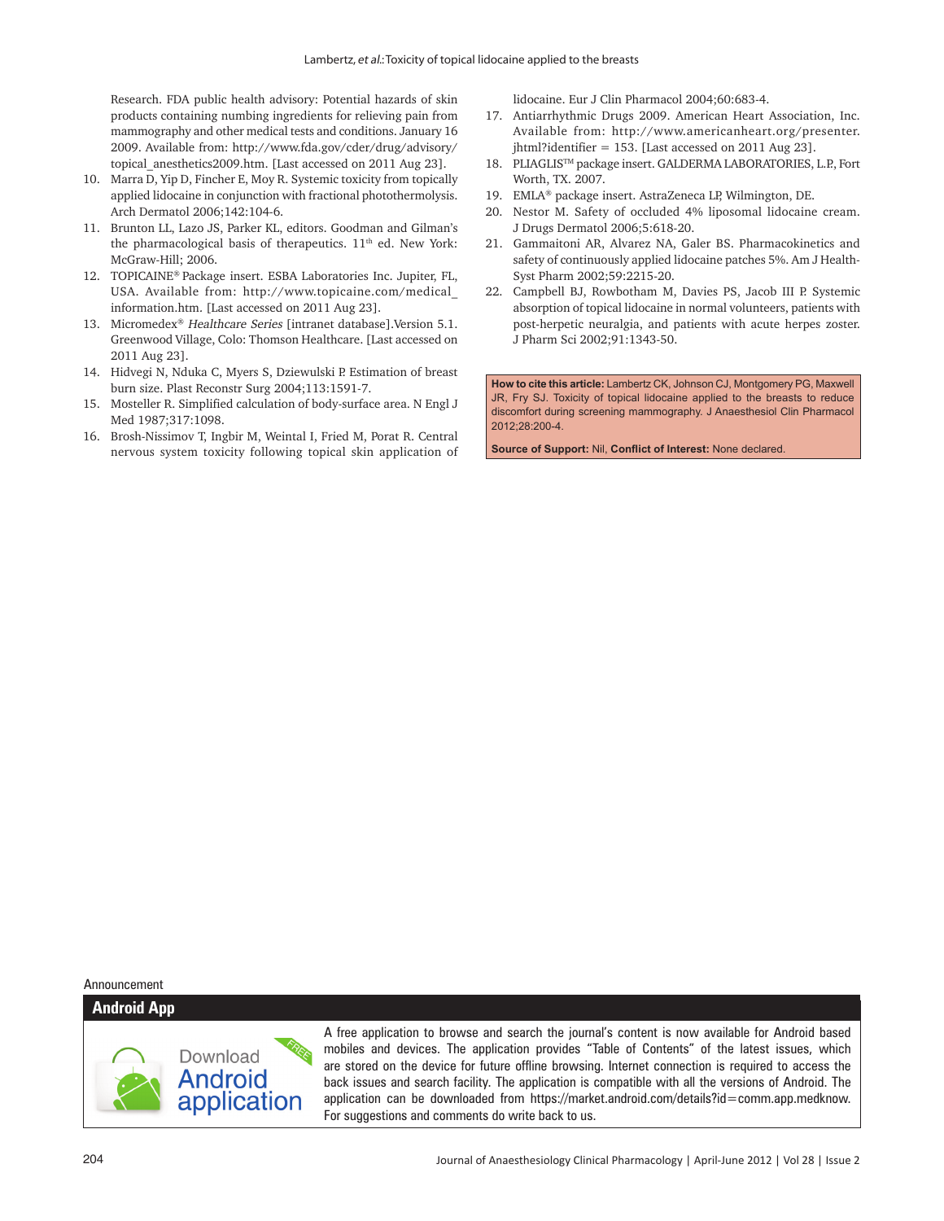Research. FDA public health advisory: Potential hazards of skin products containing numbing ingredients for relieving pain from mammography and other medical tests and conditions. January 16 2009. Available from: http://www.fda.gov/cder/drug/advisory/topical_anesthetics2009.htm. [Last accessed on 2011 Aug 23].

10. Marra D, Yip D, Fincher E, Moy R. Systemic toxicity from topically applied lidocaine in conjunction with fractional photothermolysis. Arch Dermatol 2006;142:104-6.
11. Brunton LL, Lazo JS, Parker KL, editors. Goodman and Gilman's the pharmacological basis of therapeutics. 11th ed. New York: McGraw-Hill; 2006.
12. TOPICAINE® Package insert. ESBA Laboratories Inc. Jupiter, FL, USA. Available from: http://www.topicaine.com/medical_information.htm. [Last accessed on 2011 Aug 23].
13. Micromedex® *Healthcare Series* [intranet database].Version 5.1. Greenwood Village, Colo: Thomson Healthcare. [Last accessed on 2011 Aug 23].
14. Hidvegi N, Nduka C, Myers S, Dziewulski P. Estimation of breast burn size. Plast Reconstr Surg 2004;113:1591-7.
15. Mosteller R. Simplified calculation of body-surface area. N Engl J Med 1987;317:1098.
16. Brosh-Nissimov T, Ingbir M, Weintal I, Fried M, Porat R. Central nervous system toxicity following topical skin application of lidocaine. Eur J Clin Pharmacol 2004;60:683-4.
17. Antiarrhythmic Drugs 2009. American Heart Association, Inc. Available from: http://www.americanheart.org/presenter.jhtml?identifier = 153. [Last accessed on 2011 Aug 23].
18. PLIAGLIS™ package insert. GALDERMA LABORATORIES, L.P., Fort Worth, TX. 2007.
19. EMLA® package insert. AstraZeneca LP, Wilmington, DE.
20. Nestor M. Safety of occluded 4% liposomal lidocaine cream. J Drugs Dermatol 2006;5:618-20.
21. Gammaitoni AR, Alvarez NA, Galer BS. Pharmacokinetics and safety of continuously applied lidocaine patches 5%. Am J Health-Syst Pharm 2002;59:2215-20.
22. Campbell BJ, Rowbotham M, Davies PS, Jacob III P. Systemic absorption of topical lidocaine in normal volunteers, patients with post-herpetic neuralgia, and patients with acute herpes zoster. J Pharm Sci 2002;91:1343-50.

**How to cite this article:** Lambertz CK, Johnson CJ, Montgomery PG, Maxwell JR, Fry SJ. Toxicity of topical lidocaine applied to the breasts to reduce discomfort during screening mammography. J Anaesthesiol Clin Pharmacol 2012;28:200-4.

**Source of Support:** Nil, **Conflict of Interest:** None declared.

Announcement

## Android App

Download Android application FREE

A free application to browse and search the journal's content is now available for Android based mobiles and devices. The application provides "Table of Contents" of the latest issues, which are stored on the device for future offline browsing. Internet connection is required to access the back issues and search facility. The application is compatible with all the versions of Android. The application can be downloaded from https://market.android.com/details?id=comm.app.medknow. For suggestions and comments do write back to us.